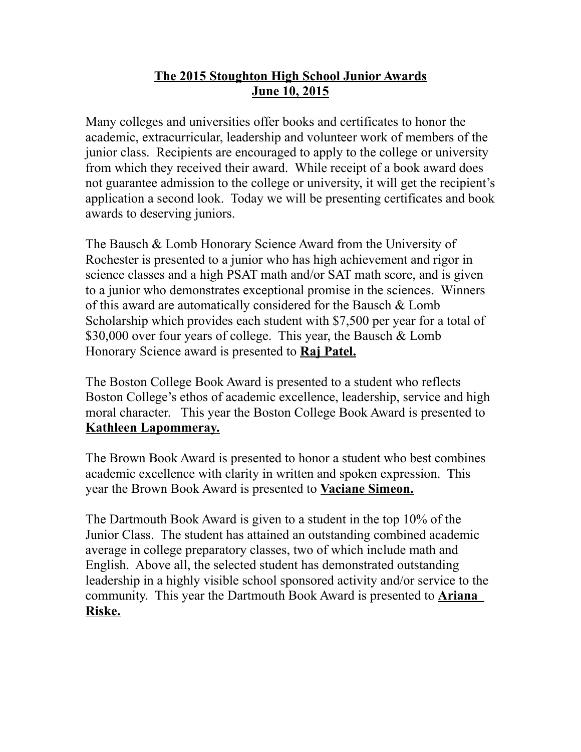# The 2015 Stoughton High School Junior Awards
## June 10, 2015

Many colleges and universities offer books and certificates to honor the academic, extracurricular, leadership and volunteer work of members of the junior class. Recipients are encouraged to apply to the college or university from which they received their award. While receipt of a book award does not guarantee admission to the college or university, it will get the recipient's application a second look. Today we will be presenting certificates and book awards to deserving juniors.

The Bausch & Lomb Honorary Science Award from the University of Rochester is presented to a junior who has high achievement and rigor in science classes and a high PSAT math and/or SAT math score, and is given to a junior who demonstrates exceptional promise in the sciences. Winners of this award are automatically considered for the Bausch & Lomb Scholarship which provides each student with $7,500 per year for a total of $30,000 over four years of college. This year, the Bausch & Lomb Honorary Science award is presented to **Raj Patel.**

The Boston College Book Award is presented to a student who reflects Boston College's ethos of academic excellence, leadership, service and high moral character. This year the Boston College Book Award is presented to **Kathleen Lapommeray.**

The Brown Book Award is presented to honor a student who best combines academic excellence with clarity in written and spoken expression. This year the Brown Book Award is presented to **Vaciane Simeon.**

The Dartmouth Book Award is given to a student in the top 10% of the Junior Class. The student has attained an outstanding combined academic average in college preparatory classes, two of which include math and English. Above all, the selected student has demonstrated outstanding leadership in a highly visible school sponsored activity and/or service to the community. This year the Dartmouth Book Award is presented to **Ariana Riske.**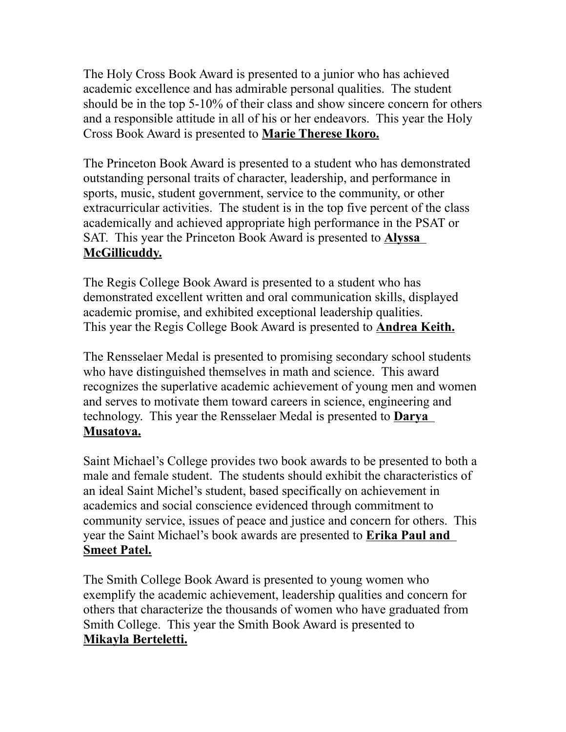The Holy Cross Book Award is presented to a junior who has achieved academic excellence and has admirable personal qualities.  The student should be in the top 5-10% of their class and show sincere concern for others and a responsible attitude in all of his or her endeavors.  This year the Holy Cross Book Award is presented to **Marie Therese Ikoro.**

The Princeton Book Award is presented to a student who has demonstrated outstanding personal traits of character, leadership, and performance in sports, music, student government, service to the community, or other extracurricular activities.  The student is in the top five percent of the class academically and achieved appropriate high performance in the PSAT or SAT.  This year the Princeton Book Award is presented to **Alyssa McGillicuddy.**

The Regis College Book Award is presented to a student who has demonstrated excellent written and oral communication skills, displayed academic promise, and exhibited exceptional leadership qualities. This year the Regis College Book Award is presented to **Andrea Keith.**

The Rensselaer Medal is presented to promising secondary school students who have distinguished themselves in math and science.  This award recognizes the superlative academic achievement of young men and women and serves to motivate them toward careers in science, engineering and technology.  This year the Rensselaer Medal is presented to **Darya Musatova.**

Saint Michael's College provides two book awards to be presented to both a male and female student.  The students should exhibit the characteristics of an ideal Saint Michel's student, based specifically on achievement in academics and social conscience evidenced through commitment to community service, issues of peace and justice and concern for others.  This year the Saint Michael's book awards are presented to **Erika Paul and Smeet Patel.**

The Smith College Book Award is presented to young women who exemplify the academic achievement, leadership qualities and concern for others that characterize the thousands of women who have graduated from Smith College.  This year the Smith Book Award is presented to **Mikayla Berteletti.**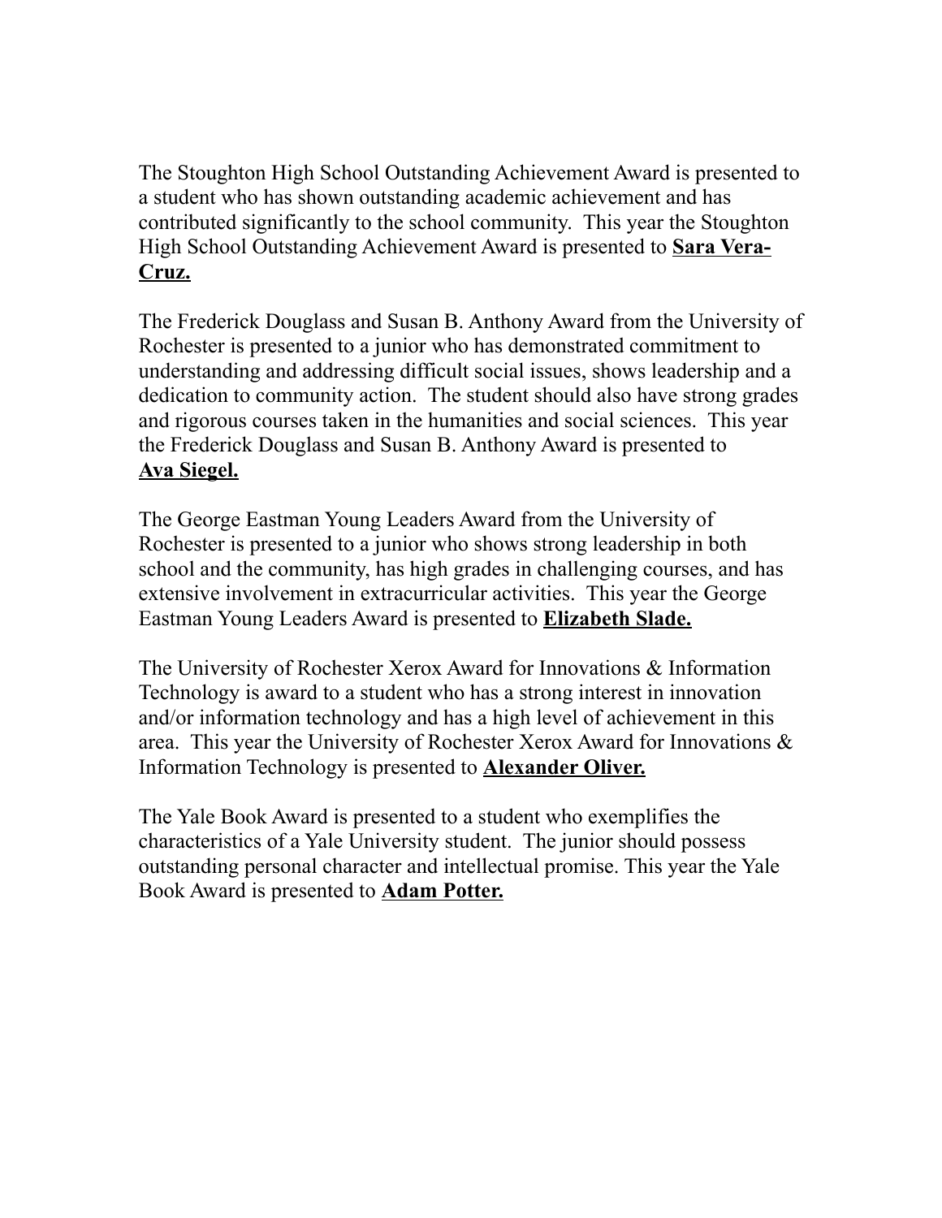The Stoughton High School Outstanding Achievement Award is presented to a student who has shown outstanding academic achievement and has contributed significantly to the school community. This year the Stoughton High School Outstanding Achievement Award is presented to **Sara Vera-Cruz.**

The Frederick Douglass and Susan B. Anthony Award from the University of Rochester is presented to a junior who has demonstrated commitment to understanding and addressing difficult social issues, shows leadership and a dedication to community action. The student should also have strong grades and rigorous courses taken in the humanities and social sciences. This year the Frederick Douglass and Susan B. Anthony Award is presented to **Ava Siegel.**

The George Eastman Young Leaders Award from the University of Rochester is presented to a junior who shows strong leadership in both school and the community, has high grades in challenging courses, and has extensive involvement in extracurricular activities. This year the George Eastman Young Leaders Award is presented to **Elizabeth Slade.**

The University of Rochester Xerox Award for Innovations & Information Technology is award to a student who has a strong interest in innovation and/or information technology and has a high level of achievement in this area. This year the University of Rochester Xerox Award for Innovations & Information Technology is presented to **Alexander Oliver.**

The Yale Book Award is presented to a student who exemplifies the characteristics of a Yale University student. The junior should possess outstanding personal character and intellectual promise. This year the Yale Book Award is presented to **Adam Potter.**